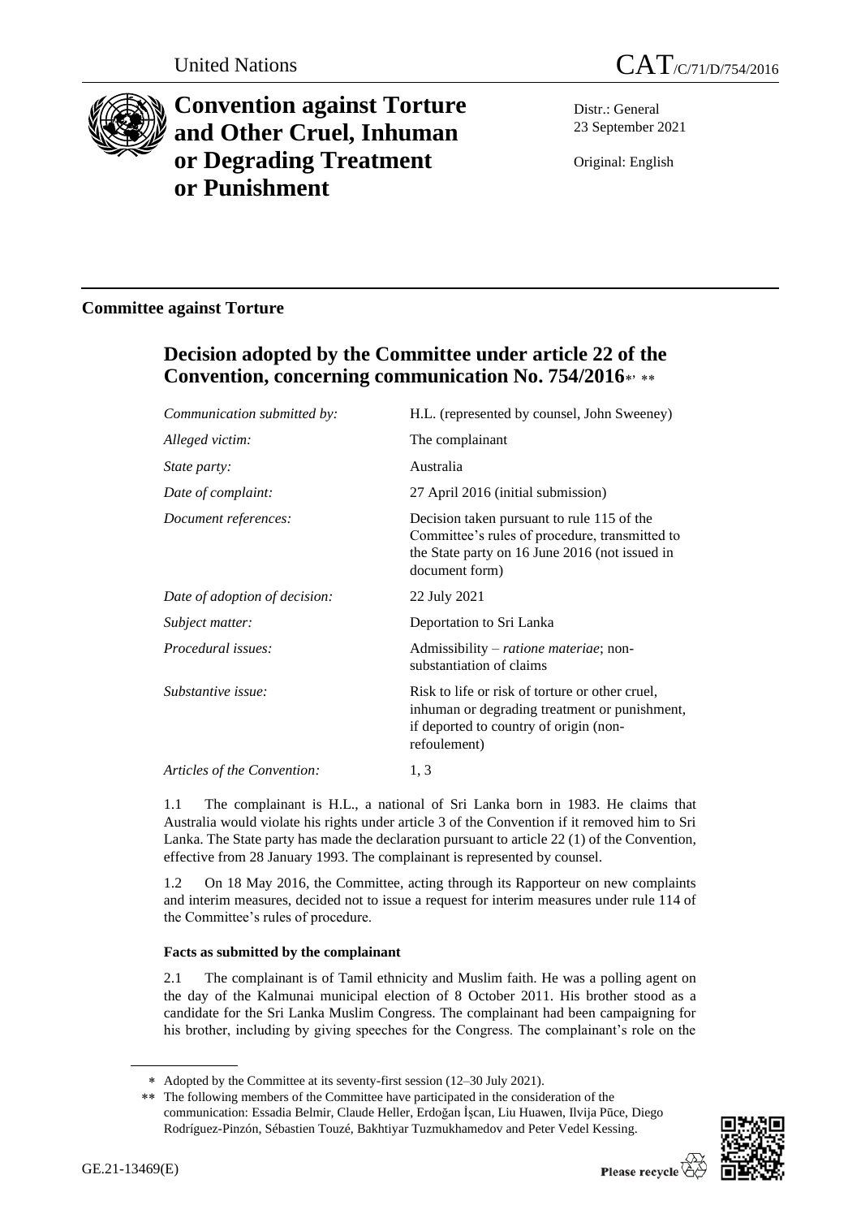United Nations

CAT/C/71/D/754/2016

# Convention against Torture and Other Cruel, Inhuman or Degrading Treatment or Punishment

Distr.: General
23 September 2021

Original: English

## Committee against Torture

## Decision adopted by the Committee under article 22 of the Convention, concerning communication No. 754/2016[*], [**]

| | |
|---|---|
| *Communication submitted by:* | H.L. (represented by counsel, John Sweeney) |
| *Alleged victim:* | The complainant |
| *State party:* | Australia |
| *Date of complaint:* | 27 April 2016 (initial submission) |
| *Document references:* | Decision taken pursuant to rule 115 of the Committee's rules of procedure, transmitted to the State party on 16 June 2016 (not issued in document form) |
| *Date of adoption of decision:* | 22 July 2021 |
| *Subject matter:* | Deportation to Sri Lanka |
| *Procedural issues:* | Admissibility – *ratione materiae*; non-substantiation of claims |
| *Substantive issue:* | Risk to life or risk of torture or other cruel, inhuman or degrading treatment or punishment, if deported to country of origin (non-refoulement) |
| *Articles of the Convention:* | 1, 3 |

1.1 The complainant is H.L., a national of Sri Lanka born in 1983. He claims that Australia would violate his rights under article 3 of the Convention if it removed him to Sri Lanka. The State party has made the declaration pursuant to article 22 (1) of the Convention, effective from 28 January 1993. The complainant is represented by counsel.

1.2 On 18 May 2016, the Committee, acting through its Rapporteur on new complaints and interim measures, decided not to issue a request for interim measures under rule 114 of the Committee's rules of procedure.

### Facts as submitted by the complainant

2.1 The complainant is of Tamil ethnicity and Muslim faith. He was a polling agent on the day of the Kalmunai municipal election of 8 October 2011. His brother stood as a candidate for the Sri Lanka Muslim Congress. The complainant had been campaigning for his brother, including by giving speeches for the Congress. The complainant's role on the

[*] Adopted by the Committee at its seventy-first session (12–30 July 2021).

[**] The following members of the Committee have participated in the consideration of the communication: Essadia Belmir, Claude Heller, Erdoğan İşcan, Liu Huawen, Ilvija Pūce, Diego Rodríguez-Pinzón, Sébastien Touzé, Bakhtiyar Tuzmukhamedov and Peter Vedel Kessing.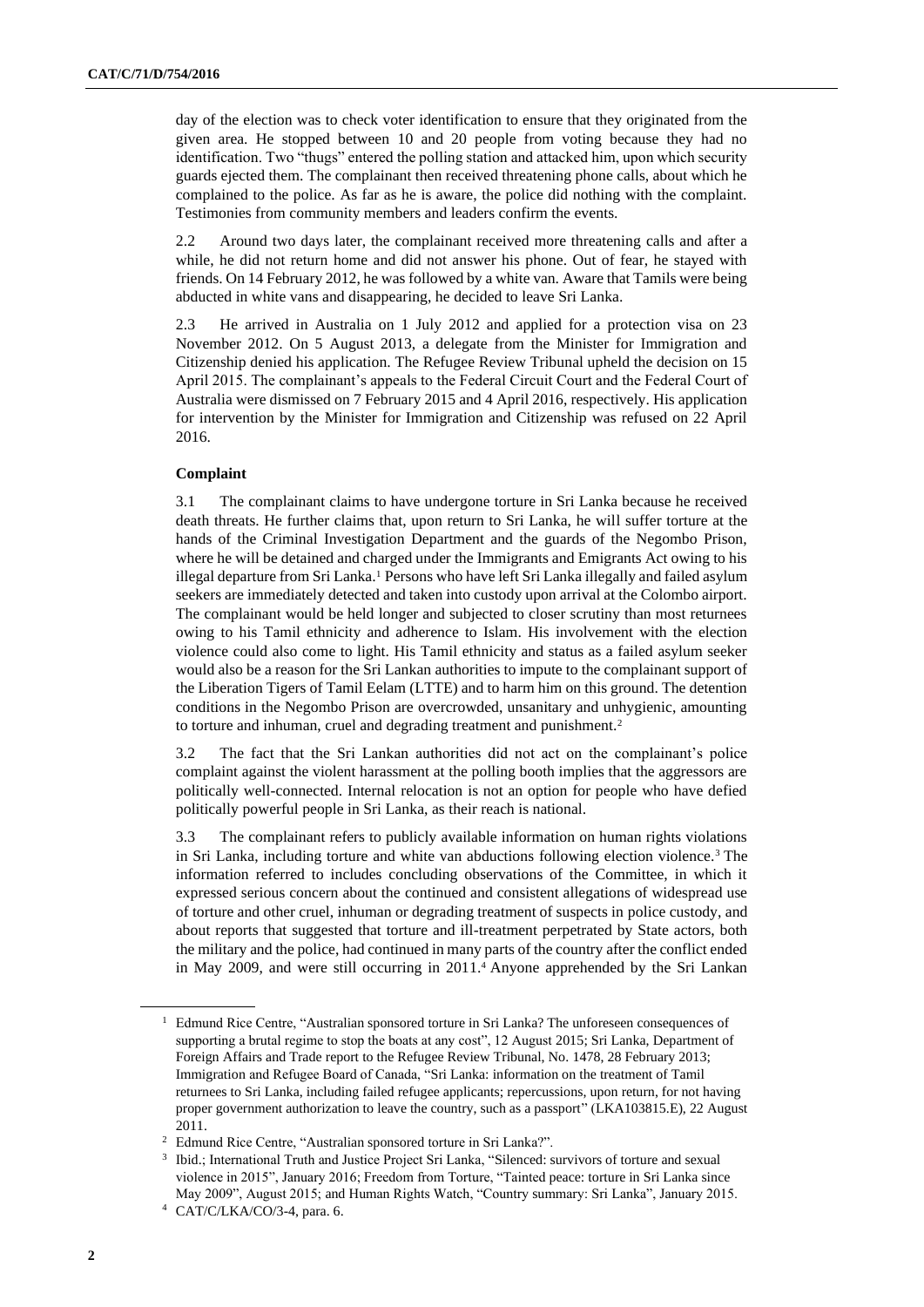day of the election was to check voter identification to ensure that they originated from the given area. He stopped between 10 and 20 people from voting because they had no identification. Two "thugs" entered the polling station and attacked him, upon which security guards ejected them. The complainant then received threatening phone calls, about which he complained to the police. As far as he is aware, the police did nothing with the complaint. Testimonies from community members and leaders confirm the events.

2.2 Around two days later, the complainant received more threatening calls and after a while, he did not return home and did not answer his phone. Out of fear, he stayed with friends. On 14 February 2012, he was followed by a white van. Aware that Tamils were being abducted in white vans and disappearing, he decided to leave Sri Lanka.

2.3 He arrived in Australia on 1 July 2012 and applied for a protection visa on 23 November 2012. On 5 August 2013, a delegate from the Minister for Immigration and Citizenship denied his application. The Refugee Review Tribunal upheld the decision on 15 April 2015. The complainant's appeals to the Federal Circuit Court and the Federal Court of Australia were dismissed on 7 February 2015 and 4 April 2016, respectively. His application for intervention by the Minister for Immigration and Citizenship was refused on 22 April 2016.

### Complaint

3.1 The complainant claims to have undergone torture in Sri Lanka because he received death threats. He further claims that, upon return to Sri Lanka, he will suffer torture at the hands of the Criminal Investigation Department and the guards of the Negombo Prison, where he will be detained and charged under the Immigrants and Emigrants Act owing to his illegal departure from Sri Lanka.[1] Persons who have left Sri Lanka illegally and failed asylum seekers are immediately detected and taken into custody upon arrival at the Colombo airport. The complainant would be held longer and subjected to closer scrutiny than most returnees owing to his Tamil ethnicity and adherence to Islam. His involvement with the election violence could also come to light. His Tamil ethnicity and status as a failed asylum seeker would also be a reason for the Sri Lankan authorities to impute to the complainant support of the Liberation Tigers of Tamil Eelam (LTTE) and to harm him on this ground. The detention conditions in the Negombo Prison are overcrowded, unsanitary and unhygienic, amounting to torture and inhuman, cruel and degrading treatment and punishment.[2]

3.2 The fact that the Sri Lankan authorities did not act on the complainant's police complaint against the violent harassment at the polling booth implies that the aggressors are politically well-connected. Internal relocation is not an option for people who have defied politically powerful people in Sri Lanka, as their reach is national.

3.3 The complainant refers to publicly available information on human rights violations in Sri Lanka, including torture and white van abductions following election violence.[3] The information referred to includes concluding observations of the Committee, in which it expressed serious concern about the continued and consistent allegations of widespread use of torture and other cruel, inhuman or degrading treatment of suspects in police custody, and about reports that suggested that torture and ill-treatment perpetrated by State actors, both the military and the police, had continued in many parts of the country after the conflict ended in May 2009, and were still occurring in 2011.[4] Anyone apprehended by the Sri Lankan

---

[1] Edmund Rice Centre, "Australian sponsored torture in Sri Lanka? The unforeseen consequences of supporting a brutal regime to stop the boats at any cost", 12 August 2015; Sri Lanka, Department of Foreign Affairs and Trade report to the Refugee Review Tribunal, No. 1478, 28 February 2013; Immigration and Refugee Board of Canada, "Sri Lanka: information on the treatment of Tamil returnees to Sri Lanka, including failed refugee applicants; repercussions, upon return, for not having proper government authorization to leave the country, such as a passport" (LKA103815.E), 22 August 2011.

[2] Edmund Rice Centre, "Australian sponsored torture in Sri Lanka?".

[3] Ibid.; International Truth and Justice Project Sri Lanka, "Silenced: survivors of torture and sexual violence in 2015", January 2016; Freedom from Torture, "Tainted peace: torture in Sri Lanka since May 2009", August 2015; and Human Rights Watch, "Country summary: Sri Lanka", January 2015.

[4] CAT/C/LKA/CO/3-4, para. 6.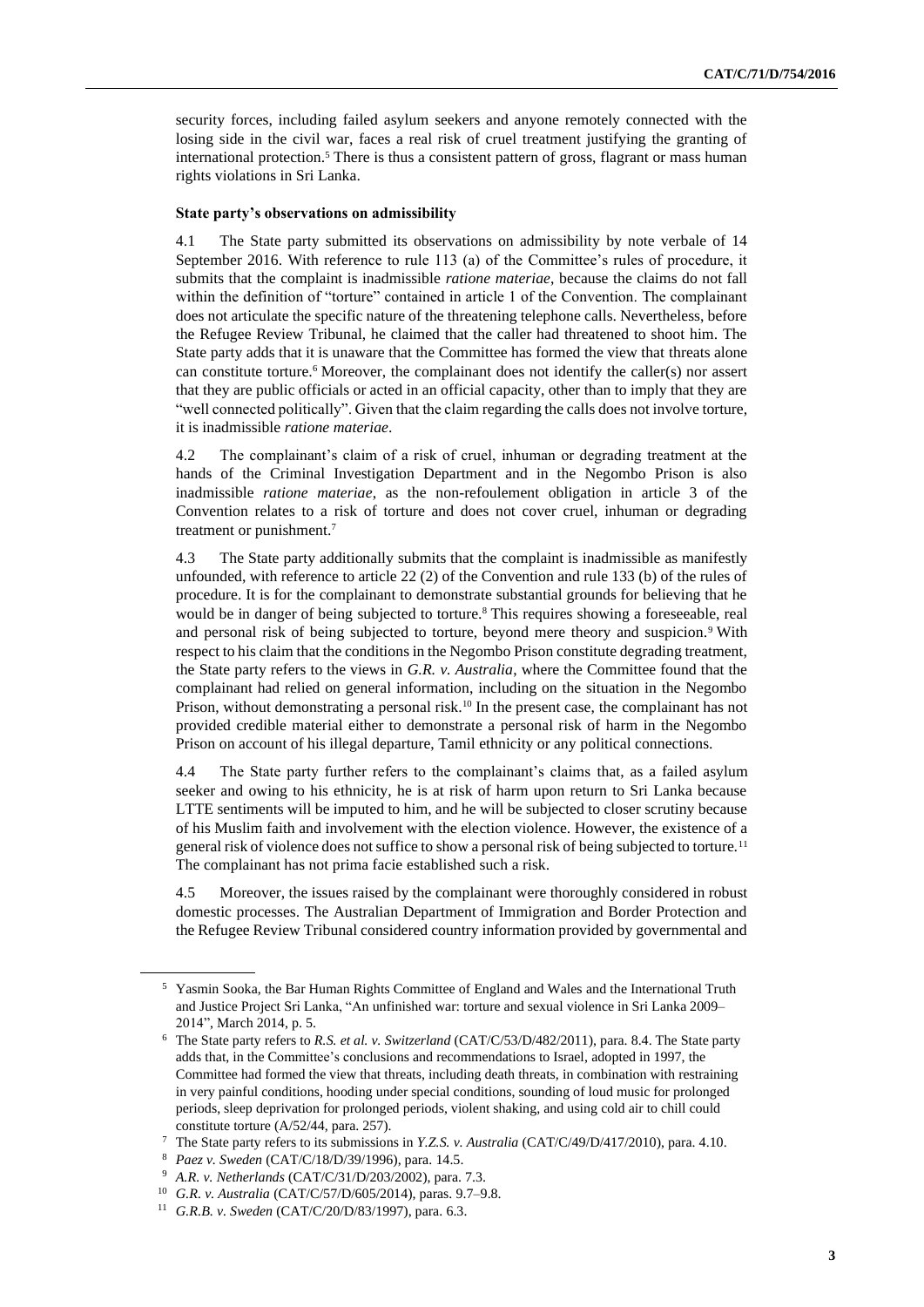security forces, including failed asylum seekers and anyone remotely connected with the losing side in the civil war, faces a real risk of cruel treatment justifying the granting of international protection.[5] There is thus a consistent pattern of gross, flagrant or mass human rights violations in Sri Lanka.

**State party's observations on admissibility**

4.1 The State party submitted its observations on admissibility by note verbale of 14 September 2016. With reference to rule 113 (a) of the Committee's rules of procedure, it submits that the complaint is inadmissible *ratione materiae*, because the claims do not fall within the definition of "torture" contained in article 1 of the Convention. The complainant does not articulate the specific nature of the threatening telephone calls. Nevertheless, before the Refugee Review Tribunal, he claimed that the caller had threatened to shoot him. The State party adds that it is unaware that the Committee has formed the view that threats alone can constitute torture.[6] Moreover, the complainant does not identify the caller(s) nor assert that they are public officials or acted in an official capacity, other than to imply that they are "well connected politically". Given that the claim regarding the calls does not involve torture, it is inadmissible *ratione materiae*.

4.2 The complainant's claim of a risk of cruel, inhuman or degrading treatment at the hands of the Criminal Investigation Department and in the Negombo Prison is also inadmissible *ratione materiae*, as the non-refoulement obligation in article 3 of the Convention relates to a risk of torture and does not cover cruel, inhuman or degrading treatment or punishment.[7]

4.3 The State party additionally submits that the complaint is inadmissible as manifestly unfounded, with reference to article 22 (2) of the Convention and rule 133 (b) of the rules of procedure. It is for the complainant to demonstrate substantial grounds for believing that he would be in danger of being subjected to torture.[8] This requires showing a foreseeable, real and personal risk of being subjected to torture, beyond mere theory and suspicion.[9] With respect to his claim that the conditions in the Negombo Prison constitute degrading treatment, the State party refers to the views in *G.R. v. Australia*, where the Committee found that the complainant had relied on general information, including on the situation in the Negombo Prison, without demonstrating a personal risk.[10] In the present case, the complainant has not provided credible material either to demonstrate a personal risk of harm in the Negombo Prison on account of his illegal departure, Tamil ethnicity or any political connections.

4.4 The State party further refers to the complainant's claims that, as a failed asylum seeker and owing to his ethnicity, he is at risk of harm upon return to Sri Lanka because LTTE sentiments will be imputed to him, and he will be subjected to closer scrutiny because of his Muslim faith and involvement with the election violence. However, the existence of a general risk of violence does not suffice to show a personal risk of being subjected to torture.[11] The complainant has not prima facie established such a risk.

4.5 Moreover, the issues raised by the complainant were thoroughly considered in robust domestic processes. The Australian Department of Immigration and Border Protection and the Refugee Review Tribunal considered country information provided by governmental and

---

[5] Yasmin Sooka, the Bar Human Rights Committee of England and Wales and the International Truth and Justice Project Sri Lanka, "An unfinished war: torture and sexual violence in Sri Lanka 2009–2014", March 2014, p. 5.

[6] The State party refers to *R.S. et al. v. Switzerland* (CAT/C/53/D/482/2011), para. 8.4. The State party adds that, in the Committee's conclusions and recommendations to Israel, adopted in 1997, the Committee had formed the view that threats, including death threats, in combination with restraining in very painful conditions, hooding under special conditions, sounding of loud music for prolonged periods, sleep deprivation for prolonged periods, violent shaking, and using cold air to chill could constitute torture (A/52/44, para. 257).

[7] The State party refers to its submissions in *Y.Z.S. v. Australia* (CAT/C/49/D/417/2010), para. 4.10.

[8] *Paez v. Sweden* (CAT/C/18/D/39/1996), para. 14.5.

[9] *A.R. v. Netherlands* (CAT/C/31/D/203/2002), para. 7.3.

[10] *G.R. v. Australia* (CAT/C/57/D/605/2014), paras. 9.7–9.8.

[11] *G.R.B. v. Sweden* (CAT/C/20/D/83/1997), para. 6.3.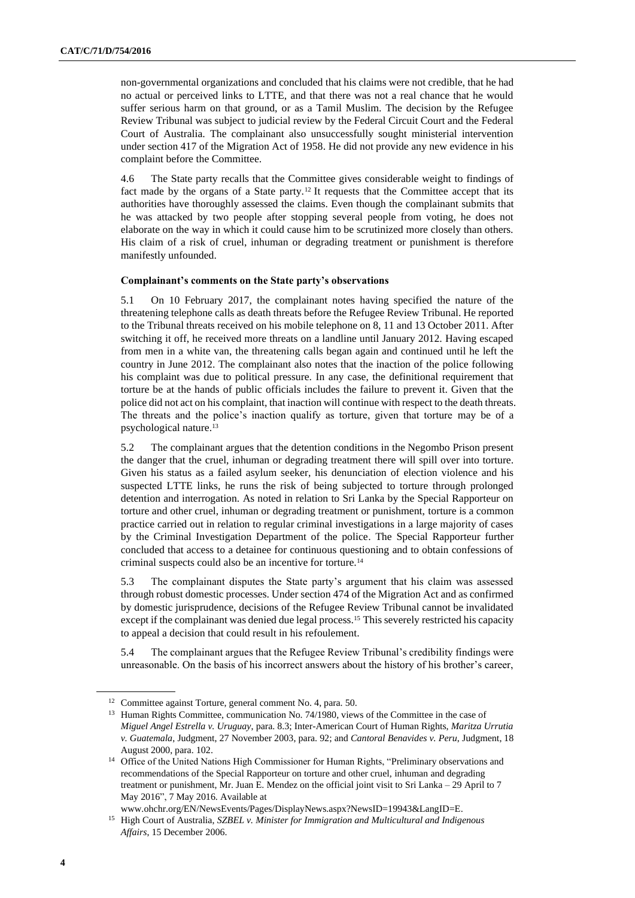non-governmental organizations and concluded that his claims were not credible, that he had no actual or perceived links to LTTE, and that there was not a real chance that he would suffer serious harm on that ground, or as a Tamil Muslim. The decision by the Refugee Review Tribunal was subject to judicial review by the Federal Circuit Court and the Federal Court of Australia. The complainant also unsuccessfully sought ministerial intervention under section 417 of the Migration Act of 1958. He did not provide any new evidence in his complaint before the Committee.

4.6 The State party recalls that the Committee gives considerable weight to findings of fact made by the organs of a State party.[12] It requests that the Committee accept that its authorities have thoroughly assessed the claims. Even though the complainant submits that he was attacked by two people after stopping several people from voting, he does not elaborate on the way in which it could cause him to be scrutinized more closely than others. His claim of a risk of cruel, inhuman or degrading treatment or punishment is therefore manifestly unfounded.

### Complainant's comments on the State party's observations

5.1 On 10 February 2017, the complainant notes having specified the nature of the threatening telephone calls as death threats before the Refugee Review Tribunal. He reported to the Tribunal threats received on his mobile telephone on 8, 11 and 13 October 2011. After switching it off, he received more threats on a landline until January 2012. Having escaped from men in a white van, the threatening calls began again and continued until he left the country in June 2012. The complainant also notes that the inaction of the police following his complaint was due to political pressure. In any case, the definitional requirement that torture be at the hands of public officials includes the failure to prevent it. Given that the police did not act on his complaint, that inaction will continue with respect to the death threats. The threats and the police's inaction qualify as torture, given that torture may be of a psychological nature.[13]

5.2 The complainant argues that the detention conditions in the Negombo Prison present the danger that the cruel, inhuman or degrading treatment there will spill over into torture. Given his status as a failed asylum seeker, his denunciation of election violence and his suspected LTTE links, he runs the risk of being subjected to torture through prolonged detention and interrogation. As noted in relation to Sri Lanka by the Special Rapporteur on torture and other cruel, inhuman or degrading treatment or punishment, torture is a common practice carried out in relation to regular criminal investigations in a large majority of cases by the Criminal Investigation Department of the police. The Special Rapporteur further concluded that access to a detainee for continuous questioning and to obtain confessions of criminal suspects could also be an incentive for torture.[14]

5.3 The complainant disputes the State party's argument that his claim was assessed through robust domestic processes. Under section 474 of the Migration Act and as confirmed by domestic jurisprudence, decisions of the Refugee Review Tribunal cannot be invalidated except if the complainant was denied due legal process.[15] This severely restricted his capacity to appeal a decision that could result in his refoulement.

5.4 The complainant argues that the Refugee Review Tribunal's credibility findings were unreasonable. On the basis of his incorrect answers about the history of his brother's career,

---

[12] Committee against Torture, general comment No. 4, para. 50.

[13] Human Rights Committee, communication No. 74/1980, views of the Committee in the case of *Miguel Angel Estrella v. Uruguay*, para. 8.3; Inter-American Court of Human Rights, *Maritza Urrutia v. Guatemala*, Judgment, 27 November 2003, para. 92; and *Cantoral Benavides v. Peru*, Judgment, 18 August 2000, para. 102.

[14] Office of the United Nations High Commissioner for Human Rights, "Preliminary observations and recommendations of the Special Rapporteur on torture and other cruel, inhuman and degrading treatment or punishment, Mr. Juan E. Mendez on the official joint visit to Sri Lanka – 29 April to 7 May 2016", 7 May 2016. Available at www.ohchr.org/EN/NewsEvents/Pages/DisplayNews.aspx?NewsID=19943&LangID=E.

[15] High Court of Australia, *SZBEL v. Minister for Immigration and Multicultural and Indigenous Affairs*, 15 December 2006.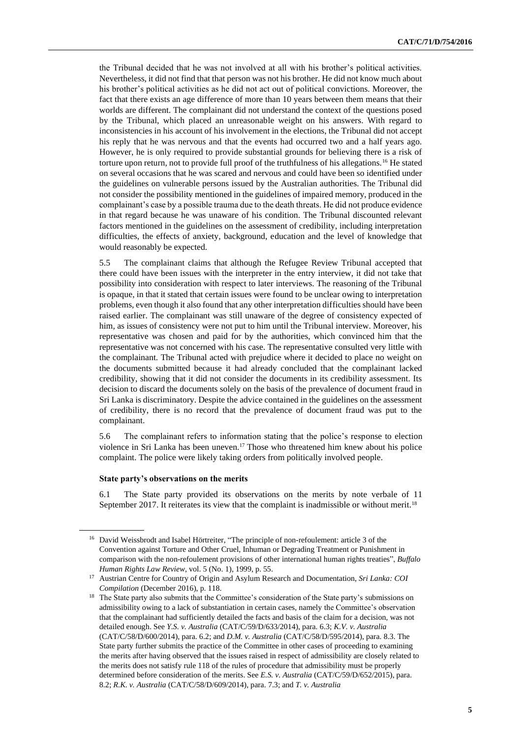the Tribunal decided that he was not involved at all with his brother's political activities. Nevertheless, it did not find that that person was not his brother. He did not know much about his brother's political activities as he did not act out of political convictions. Moreover, the fact that there exists an age difference of more than 10 years between them means that their worlds are different. The complainant did not understand the context of the questions posed by the Tribunal, which placed an unreasonable weight on his answers. With regard to inconsistencies in his account of his involvement in the elections, the Tribunal did not accept his reply that he was nervous and that the events had occurred two and a half years ago. However, he is only required to provide substantial grounds for believing there is a risk of torture upon return, not to provide full proof of the truthfulness of his allegations.[16] He stated on several occasions that he was scared and nervous and could have been so identified under the guidelines on vulnerable persons issued by the Australian authorities. The Tribunal did not consider the possibility mentioned in the guidelines of impaired memory, produced in the complainant's case by a possible trauma due to the death threats. He did not produce evidence in that regard because he was unaware of his condition. The Tribunal discounted relevant factors mentioned in the guidelines on the assessment of credibility, including interpretation difficulties, the effects of anxiety, background, education and the level of knowledge that would reasonably be expected.

5.5 The complainant claims that although the Refugee Review Tribunal accepted that there could have been issues with the interpreter in the entry interview, it did not take that possibility into consideration with respect to later interviews. The reasoning of the Tribunal is opaque, in that it stated that certain issues were found to be unclear owing to interpretation problems, even though it also found that any other interpretation difficulties should have been raised earlier. The complainant was still unaware of the degree of consistency expected of him, as issues of consistency were not put to him until the Tribunal interview. Moreover, his representative was chosen and paid for by the authorities, which convinced him that the representative was not concerned with his case. The representative consulted very little with the complainant. The Tribunal acted with prejudice where it decided to place no weight on the documents submitted because it had already concluded that the complainant lacked credibility, showing that it did not consider the documents in its credibility assessment. Its decision to discard the documents solely on the basis of the prevalence of document fraud in Sri Lanka is discriminatory. Despite the advice contained in the guidelines on the assessment of credibility, there is no record that the prevalence of document fraud was put to the complainant.

5.6 The complainant refers to information stating that the police's response to election violence in Sri Lanka has been uneven.[17] Those who threatened him knew about his police complaint. The police were likely taking orders from politically involved people.

**State party's observations on the merits**

6.1 The State party provided its observations on the merits by note verbale of 11 September 2017. It reiterates its view that the complaint is inadmissible or without merit.[18]

---

[16] David Weissbrodt and Isabel Hörtreiter, "The principle of non-refoulement: article 3 of the Convention against Torture and Other Cruel, Inhuman or Degrading Treatment or Punishment in comparison with the non-refoulement provisions of other international human rights treaties", *Buffalo Human Rights Law Review*, vol. 5 (No. 1), 1999, p. 55.

[17] Austrian Centre for Country of Origin and Asylum Research and Documentation, *Sri Lanka: COI Compilation* (December 2016), p. 118.

[18] The State party also submits that the Committee's consideration of the State party's submissions on admissibility owing to a lack of substantiation in certain cases, namely the Committee's observation that the complainant had sufficiently detailed the facts and basis of the claim for a decision, was not detailed enough. See *Y.S. v. Australia* (CAT/C/59/D/633/2014), para. 6.3; *K.V. v. Australia* (CAT/C/58/D/600/2014), para. 6.2; and *D.M. v. Australia* (CAT/C/58/D/595/2014), para. 8.3. The State party further submits the practice of the Committee in other cases of proceeding to examining the merits after having observed that the issues raised in respect of admissibility are closely related to the merits does not satisfy rule 118 of the rules of procedure that admissibility must be properly determined before consideration of the merits. See *E.S. v. Australia* (CAT/C/59/D/652/2015), para. 8.2; *R.K. v. Australia* (CAT/C/58/D/609/2014), para. 7.3; and *T. v. Australia*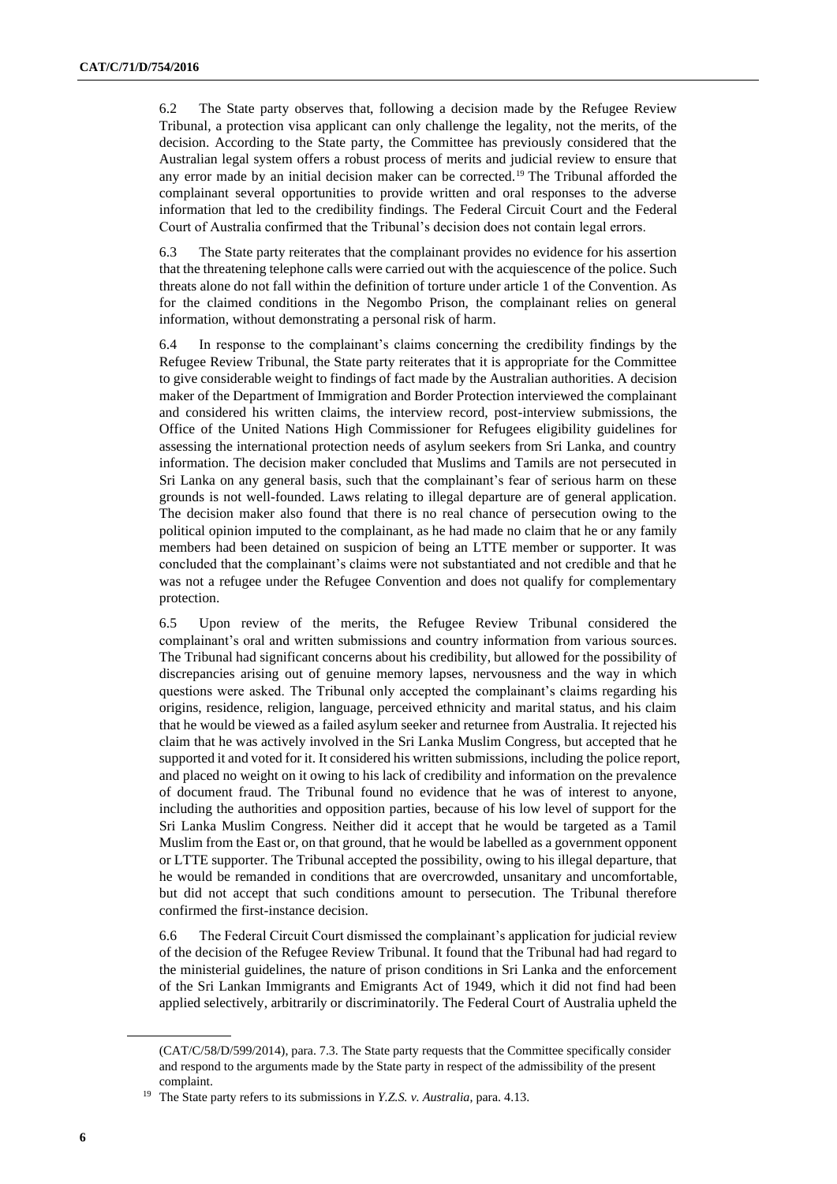6.2 The State party observes that, following a decision made by the Refugee Review Tribunal, a protection visa applicant can only challenge the legality, not the merits, of the decision. According to the State party, the Committee has previously considered that the Australian legal system offers a robust process of merits and judicial review to ensure that any error made by an initial decision maker can be corrected.[19] The Tribunal afforded the complainant several opportunities to provide written and oral responses to the adverse information that led to the credibility findings. The Federal Circuit Court and the Federal Court of Australia confirmed that the Tribunal's decision does not contain legal errors.

6.3 The State party reiterates that the complainant provides no evidence for his assertion that the threatening telephone calls were carried out with the acquiescence of the police. Such threats alone do not fall within the definition of torture under article 1 of the Convention. As for the claimed conditions in the Negombo Prison, the complainant relies on general information, without demonstrating a personal risk of harm.

6.4 In response to the complainant's claims concerning the credibility findings by the Refugee Review Tribunal, the State party reiterates that it is appropriate for the Committee to give considerable weight to findings of fact made by the Australian authorities. A decision maker of the Department of Immigration and Border Protection interviewed the complainant and considered his written claims, the interview record, post-interview submissions, the Office of the United Nations High Commissioner for Refugees eligibility guidelines for assessing the international protection needs of asylum seekers from Sri Lanka, and country information. The decision maker concluded that Muslims and Tamils are not persecuted in Sri Lanka on any general basis, such that the complainant's fear of serious harm on these grounds is not well-founded. Laws relating to illegal departure are of general application. The decision maker also found that there is no real chance of persecution owing to the political opinion imputed to the complainant, as he had made no claim that he or any family members had been detained on suspicion of being an LTTE member or supporter. It was concluded that the complainant's claims were not substantiated and not credible and that he was not a refugee under the Refugee Convention and does not qualify for complementary protection.

6.5 Upon review of the merits, the Refugee Review Tribunal considered the complainant's oral and written submissions and country information from various sources. The Tribunal had significant concerns about his credibility, but allowed for the possibility of discrepancies arising out of genuine memory lapses, nervousness and the way in which questions were asked. The Tribunal only accepted the complainant's claims regarding his origins, residence, religion, language, perceived ethnicity and marital status, and his claim that he would be viewed as a failed asylum seeker and returnee from Australia. It rejected his claim that he was actively involved in the Sri Lanka Muslim Congress, but accepted that he supported it and voted for it. It considered his written submissions, including the police report, and placed no weight on it owing to his lack of credibility and information on the prevalence of document fraud. The Tribunal found no evidence that he was of interest to anyone, including the authorities and opposition parties, because of his low level of support for the Sri Lanka Muslim Congress. Neither did it accept that he would be targeted as a Tamil Muslim from the East or, on that ground, that he would be labelled as a government opponent or LTTE supporter. The Tribunal accepted the possibility, owing to his illegal departure, that he would be remanded in conditions that are overcrowded, unsanitary and uncomfortable, but did not accept that such conditions amount to persecution. The Tribunal therefore confirmed the first-instance decision.

6.6 The Federal Circuit Court dismissed the complainant's application for judicial review of the decision of the Refugee Review Tribunal. It found that the Tribunal had had regard to the ministerial guidelines, the nature of prison conditions in Sri Lanka and the enforcement of the Sri Lankan Immigrants and Emigrants Act of 1949, which it did not find had been applied selectively, arbitrarily or discriminatorily. The Federal Court of Australia upheld the

(CAT/C/58/D/599/2014), para. 7.3. The State party requests that the Committee specifically consider and respond to the arguments made by the State party in respect of the admissibility of the present complaint.

[19] The State party refers to its submissions in *Y.Z.S. v. Australia*, para. 4.13.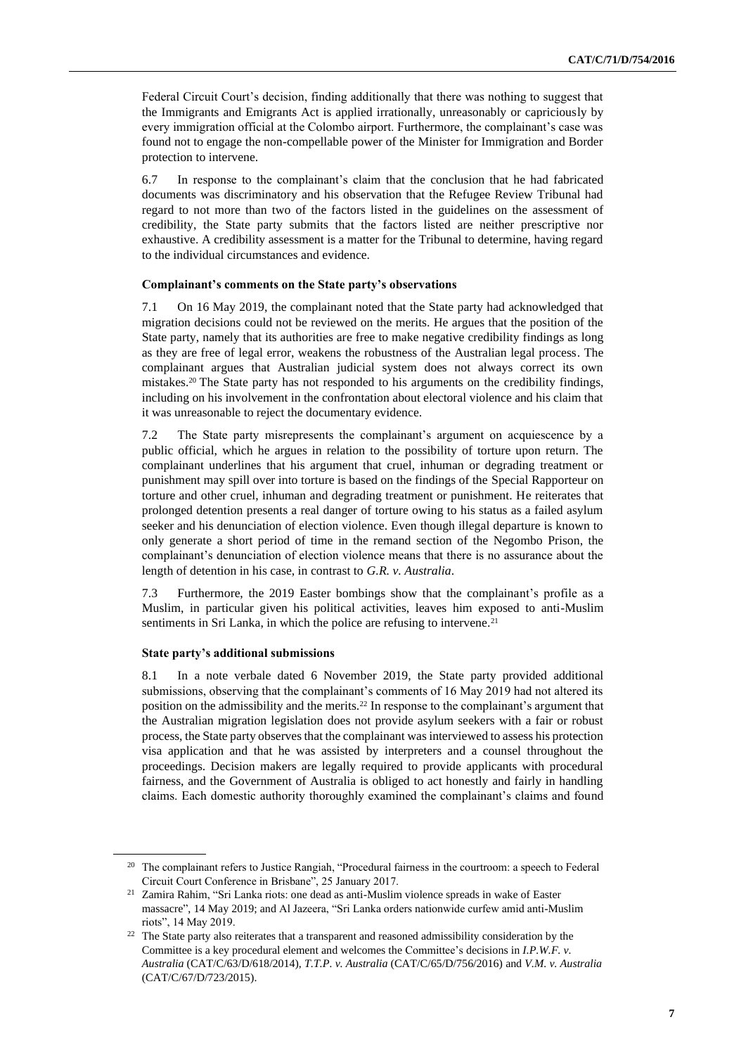Federal Circuit Court's decision, finding additionally that there was nothing to suggest that the Immigrants and Emigrants Act is applied irrationally, unreasonably or capriciously by every immigration official at the Colombo airport. Furthermore, the complainant's case was found not to engage the non-compellable power of the Minister for Immigration and Border protection to intervene.

6.7 In response to the complainant's claim that the conclusion that he had fabricated documents was discriminatory and his observation that the Refugee Review Tribunal had regard to not more than two of the factors listed in the guidelines on the assessment of credibility, the State party submits that the factors listed are neither prescriptive nor exhaustive. A credibility assessment is a matter for the Tribunal to determine, having regard to the individual circumstances and evidence.

### Complainant's comments on the State party's observations

7.1 On 16 May 2019, the complainant noted that the State party had acknowledged that migration decisions could not be reviewed on the merits. He argues that the position of the State party, namely that its authorities are free to make negative credibility findings as long as they are free of legal error, weakens the robustness of the Australian legal process. The complainant argues that Australian judicial system does not always correct its own mistakes.[20] The State party has not responded to his arguments on the credibility findings, including on his involvement in the confrontation about electoral violence and his claim that it was unreasonable to reject the documentary evidence.

7.2 The State party misrepresents the complainant's argument on acquiescence by a public official, which he argues in relation to the possibility of torture upon return. The complainant underlines that his argument that cruel, inhuman or degrading treatment or punishment may spill over into torture is based on the findings of the Special Rapporteur on torture and other cruel, inhuman and degrading treatment or punishment. He reiterates that prolonged detention presents a real danger of torture owing to his status as a failed asylum seeker and his denunciation of election violence. Even though illegal departure is known to only generate a short period of time in the remand section of the Negombo Prison, the complainant's denunciation of election violence means that there is no assurance about the length of detention in his case, in contrast to *G.R. v. Australia*.

7.3 Furthermore, the 2019 Easter bombings show that the complainant's profile as a Muslim, in particular given his political activities, leaves him exposed to anti-Muslim sentiments in Sri Lanka, in which the police are refusing to intervene.[21]

### State party's additional submissions

8.1 In a note verbale dated 6 November 2019, the State party provided additional submissions, observing that the complainant's comments of 16 May 2019 had not altered its position on the admissibility and the merits.[22] In response to the complainant's argument that the Australian migration legislation does not provide asylum seekers with a fair or robust process, the State party observes that the complainant was interviewed to assess his protection visa application and that he was assisted by interpreters and a counsel throughout the proceedings. Decision makers are legally required to provide applicants with procedural fairness, and the Government of Australia is obliged to act honestly and fairly in handling claims. Each domestic authority thoroughly examined the complainant's claims and found

---

[20] The complainant refers to Justice Rangiah, "Procedural fairness in the courtroom: a speech to Federal Circuit Court Conference in Brisbane", 25 January 2017.

[21] Zamira Rahim, "Sri Lanka riots: one dead as anti-Muslim violence spreads in wake of Easter massacre", 14 May 2019; and Al Jazeera, "Sri Lanka orders nationwide curfew amid anti-Muslim riots", 14 May 2019.

[22] The State party also reiterates that a transparent and reasoned admissibility consideration by the Committee is a key procedural element and welcomes the Committee's decisions in *I.P.W.F. v. Australia* (CAT/C/63/D/618/2014), *T.T.P. v. Australia* (CAT/C/65/D/756/2016) and *V.M. v. Australia* (CAT/C/67/D/723/2015).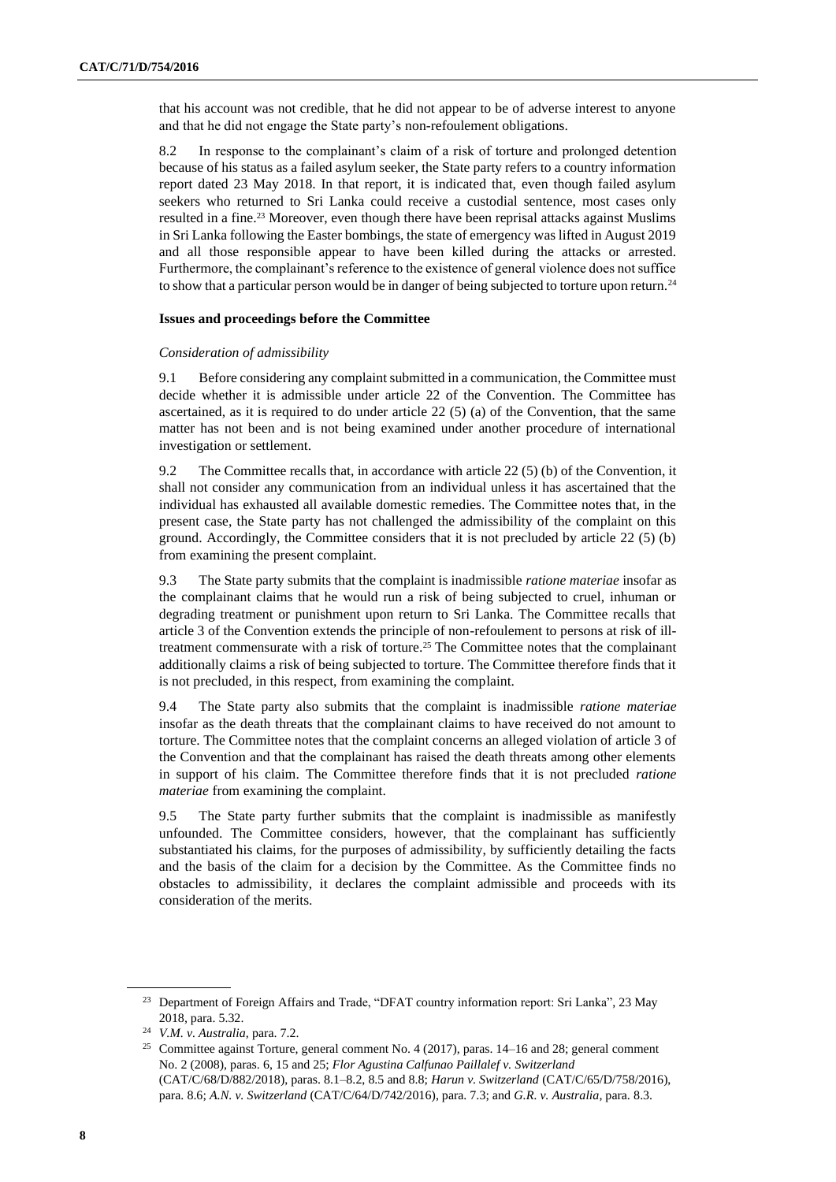that his account was not credible, that he did not appear to be of adverse interest to anyone and that he did not engage the State party's non-refoulement obligations.

8.2 In response to the complainant's claim of a risk of torture and prolonged detention because of his status as a failed asylum seeker, the State party refers to a country information report dated 23 May 2018. In that report, it is indicated that, even though failed asylum seekers who returned to Sri Lanka could receive a custodial sentence, most cases only resulted in a fine.[23] Moreover, even though there have been reprisal attacks against Muslims in Sri Lanka following the Easter bombings, the state of emergency was lifted in August 2019 and all those responsible appear to have been killed during the attacks or arrested. Furthermore, the complainant's reference to the existence of general violence does not suffice to show that a particular person would be in danger of being subjected to torture upon return.[24]

### Issues and proceedings before the Committee

#### *Consideration of admissibility*

9.1 Before considering any complaint submitted in a communication, the Committee must decide whether it is admissible under article 22 of the Convention. The Committee has ascertained, as it is required to do under article 22 (5) (a) of the Convention, that the same matter has not been and is not being examined under another procedure of international investigation or settlement.

9.2 The Committee recalls that, in accordance with article 22 (5) (b) of the Convention, it shall not consider any communication from an individual unless it has ascertained that the individual has exhausted all available domestic remedies. The Committee notes that, in the present case, the State party has not challenged the admissibility of the complaint on this ground. Accordingly, the Committee considers that it is not precluded by article 22 (5) (b) from examining the present complaint.

9.3 The State party submits that the complaint is inadmissible *ratione materiae* insofar as the complainant claims that he would run a risk of being subjected to cruel, inhuman or degrading treatment or punishment upon return to Sri Lanka. The Committee recalls that article 3 of the Convention extends the principle of non-refoulement to persons at risk of ill-treatment commensurate with a risk of torture.[25] The Committee notes that the complainant additionally claims a risk of being subjected to torture. The Committee therefore finds that it is not precluded, in this respect, from examining the complaint.

9.4 The State party also submits that the complaint is inadmissible *ratione materiae* insofar as the death threats that the complainant claims to have received do not amount to torture. The Committee notes that the complaint concerns an alleged violation of article 3 of the Convention and that the complainant has raised the death threats among other elements in support of his claim. The Committee therefore finds that it is not precluded *ratione materiae* from examining the complaint.

9.5 The State party further submits that the complaint is inadmissible as manifestly unfounded. The Committee considers, however, that the complainant has sufficiently substantiated his claims, for the purposes of admissibility, by sufficiently detailing the facts and the basis of the claim for a decision by the Committee. As the Committee finds no obstacles to admissibility, it declares the complaint admissible and proceeds with its consideration of the merits.

---

[23] Department of Foreign Affairs and Trade, "DFAT country information report: Sri Lanka", 23 May 2018, para. 5.32.

[24] *V.M. v. Australia*, para. 7.2.

[25] Committee against Torture, general comment No. 4 (2017), paras. 14–16 and 28; general comment No. 2 (2008), paras. 6, 15 and 25; *Flor Agustina Calfunao Paillalef v. Switzerland* (CAT/C/68/D/882/2018), paras. 8.1–8.2, 8.5 and 8.8; *Harun v. Switzerland* (CAT/C/65/D/758/2016), para. 8.6; *A.N. v. Switzerland* (CAT/C/64/D/742/2016), para. 7.3; and *G.R. v. Australia*, para. 8.3.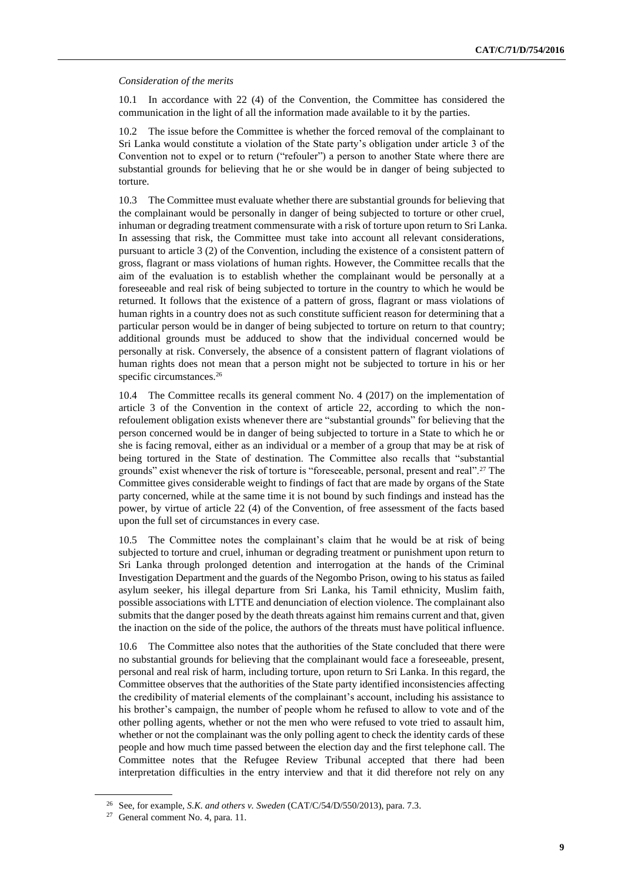*Consideration of the merits*

10.1 In accordance with 22 (4) of the Convention, the Committee has considered the communication in the light of all the information made available to it by the parties.

10.2 The issue before the Committee is whether the forced removal of the complainant to Sri Lanka would constitute a violation of the State party's obligation under article 3 of the Convention not to expel or to return ("refouler") a person to another State where there are substantial grounds for believing that he or she would be in danger of being subjected to torture.

10.3 The Committee must evaluate whether there are substantial grounds for believing that the complainant would be personally in danger of being subjected to torture or other cruel, inhuman or degrading treatment commensurate with a risk of torture upon return to Sri Lanka. In assessing that risk, the Committee must take into account all relevant considerations, pursuant to article 3 (2) of the Convention, including the existence of a consistent pattern of gross, flagrant or mass violations of human rights. However, the Committee recalls that the aim of the evaluation is to establish whether the complainant would be personally at a foreseeable and real risk of being subjected to torture in the country to which he would be returned. It follows that the existence of a pattern of gross, flagrant or mass violations of human rights in a country does not as such constitute sufficient reason for determining that a particular person would be in danger of being subjected to torture on return to that country; additional grounds must be adduced to show that the individual concerned would be personally at risk. Conversely, the absence of a consistent pattern of flagrant violations of human rights does not mean that a person might not be subjected to torture in his or her specific circumstances.[26]

10.4 The Committee recalls its general comment No. 4 (2017) on the implementation of article 3 of the Convention in the context of article 22, according to which the non-refoulement obligation exists whenever there are "substantial grounds" for believing that the person concerned would be in danger of being subjected to torture in a State to which he or she is facing removal, either as an individual or a member of a group that may be at risk of being tortured in the State of destination. The Committee also recalls that "substantial grounds" exist whenever the risk of torture is "foreseeable, personal, present and real".[27] The Committee gives considerable weight to findings of fact that are made by organs of the State party concerned, while at the same time it is not bound by such findings and instead has the power, by virtue of article 22 (4) of the Convention, of free assessment of the facts based upon the full set of circumstances in every case.

10.5 The Committee notes the complainant's claim that he would be at risk of being subjected to torture and cruel, inhuman or degrading treatment or punishment upon return to Sri Lanka through prolonged detention and interrogation at the hands of the Criminal Investigation Department and the guards of the Negombo Prison, owing to his status as failed asylum seeker, his illegal departure from Sri Lanka, his Tamil ethnicity, Muslim faith, possible associations with LTTE and denunciation of election violence. The complainant also submits that the danger posed by the death threats against him remains current and that, given the inaction on the side of the police, the authors of the threats must have political influence.

10.6 The Committee also notes that the authorities of the State concluded that there were no substantial grounds for believing that the complainant would face a foreseeable, present, personal and real risk of harm, including torture, upon return to Sri Lanka. In this regard, the Committee observes that the authorities of the State party identified inconsistencies affecting the credibility of material elements of the complainant's account, including his assistance to his brother's campaign, the number of people whom he refused to allow to vote and of the other polling agents, whether or not the men who were refused to vote tried to assault him, whether or not the complainant was the only polling agent to check the identity cards of these people and how much time passed between the election day and the first telephone call. The Committee notes that the Refugee Review Tribunal accepted that there had been interpretation difficulties in the entry interview and that it did therefore not rely on any

---

[26] See, for example, *S.K. and others v. Sweden* (CAT/C/54/D/550/2013), para. 7.3.

[27] General comment No. 4, para. 11.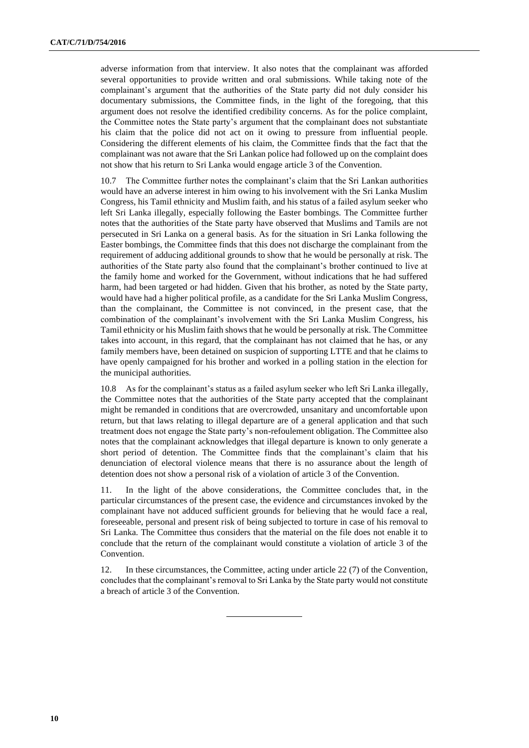adverse information from that interview. It also notes that the complainant was afforded several opportunities to provide written and oral submissions. While taking note of the complainant's argument that the authorities of the State party did not duly consider his documentary submissions, the Committee finds, in the light of the foregoing, that this argument does not resolve the identified credibility concerns. As for the police complaint, the Committee notes the State party's argument that the complainant does not substantiate his claim that the police did not act on it owing to pressure from influential people. Considering the different elements of his claim, the Committee finds that the fact that the complainant was not aware that the Sri Lankan police had followed up on the complaint does not show that his return to Sri Lanka would engage article 3 of the Convention.

10.7 The Committee further notes the complainant's claim that the Sri Lankan authorities would have an adverse interest in him owing to his involvement with the Sri Lanka Muslim Congress, his Tamil ethnicity and Muslim faith, and his status of a failed asylum seeker who left Sri Lanka illegally, especially following the Easter bombings. The Committee further notes that the authorities of the State party have observed that Muslims and Tamils are not persecuted in Sri Lanka on a general basis. As for the situation in Sri Lanka following the Easter bombings, the Committee finds that this does not discharge the complainant from the requirement of adducing additional grounds to show that he would be personally at risk. The authorities of the State party also found that the complainant's brother continued to live at the family home and worked for the Government, without indications that he had suffered harm, had been targeted or had hidden. Given that his brother, as noted by the State party, would have had a higher political profile, as a candidate for the Sri Lanka Muslim Congress, than the complainant, the Committee is not convinced, in the present case, that the combination of the complainant's involvement with the Sri Lanka Muslim Congress, his Tamil ethnicity or his Muslim faith shows that he would be personally at risk. The Committee takes into account, in this regard, that the complainant has not claimed that he has, or any family members have, been detained on suspicion of supporting LTTE and that he claims to have openly campaigned for his brother and worked in a polling station in the election for the municipal authorities.

10.8 As for the complainant's status as a failed asylum seeker who left Sri Lanka illegally, the Committee notes that the authorities of the State party accepted that the complainant might be remanded in conditions that are overcrowded, unsanitary and uncomfortable upon return, but that laws relating to illegal departure are of a general application and that such treatment does not engage the State party's non-refoulement obligation. The Committee also notes that the complainant acknowledges that illegal departure is known to only generate a short period of detention. The Committee finds that the complainant's claim that his denunciation of electoral violence means that there is no assurance about the length of detention does not show a personal risk of a violation of article 3 of the Convention.

11. In the light of the above considerations, the Committee concludes that, in the particular circumstances of the present case, the evidence and circumstances invoked by the complainant have not adduced sufficient grounds for believing that he would face a real, foreseeable, personal and present risk of being subjected to torture in case of his removal to Sri Lanka. The Committee thus considers that the material on the file does not enable it to conclude that the return of the complainant would constitute a violation of article 3 of the Convention.

12. In these circumstances, the Committee, acting under article 22 (7) of the Convention, concludes that the complainant's removal to Sri Lanka by the State party would not constitute a breach of article 3 of the Convention.